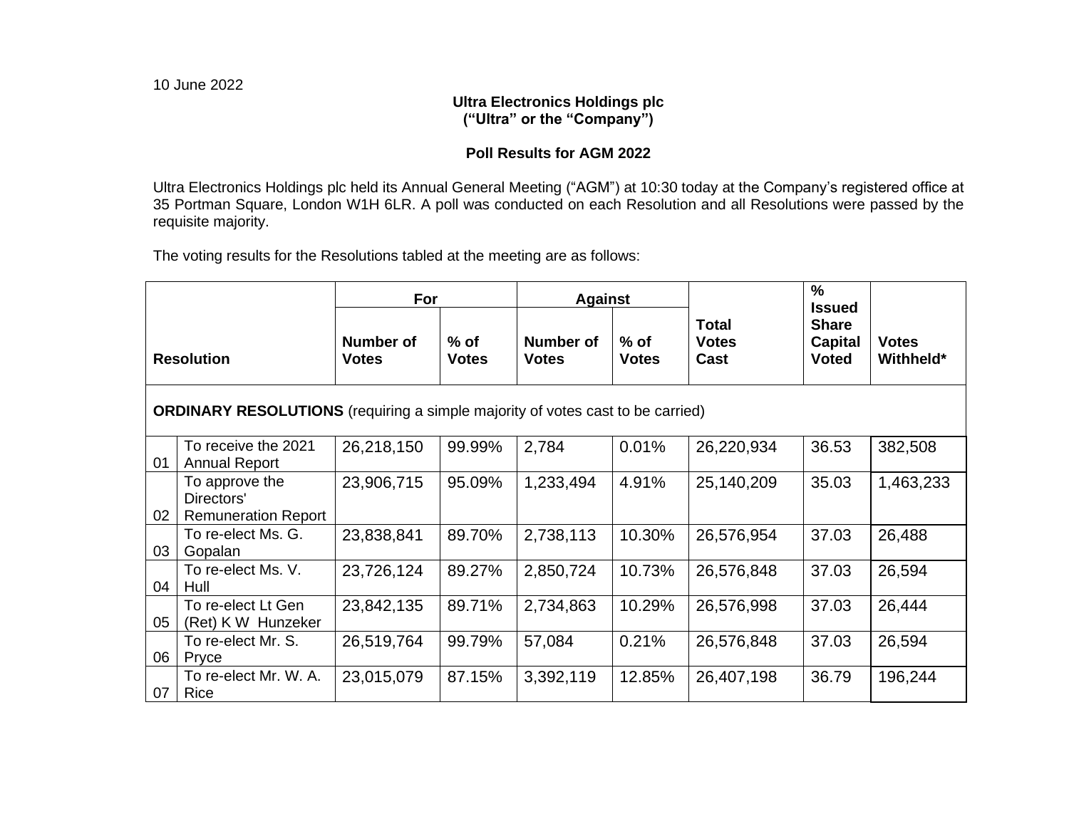10 June 2022

**Ultra Electronics Holdings plc**
**("Ultra" or the "Company")**

**Poll Results for AGM 2022**

Ultra Electronics Holdings plc held its Annual General Meeting ("AGM") at 10:30 today at the Company's registered office at 35 Portman Square, London W1H 6LR. A poll was conducted on each Resolution and all Resolutions were passed by the requisite majority.

The voting results for the Resolutions tabled at the meeting are as follows:

| Resolution | | For | | Against | | Total Votes Cast | % Issued Share Capital Voted | Votes Withheld* |
|---|---|---|---|---|---|---|---|---|
| | | Number of Votes | % of Votes | Number of Votes | % of Votes | | | |
| **ORDINARY RESOLUTIONS** (requiring a simple majority of votes cast to be carried) | | | | | | | | |
| 01 | To receive the 2021 Annual Report | 26,218,150 | 99.99% | 2,784 | 0.01% | 26,220,934 | 36.53 | 382,508 |
| 02 | To approve the Directors' Remuneration Report | 23,906,715 | 95.09% | 1,233,494 | 4.91% | 25,140,209 | 35.03 | 1,463,233 |
| 03 | To re-elect Ms. G. Gopalan | 23,838,841 | 89.70% | 2,738,113 | 10.30% | 26,576,954 | 37.03 | 26,488 |
| 04 | To re-elect Ms. V. Hull | 23,726,124 | 89.27% | 2,850,724 | 10.73% | 26,576,848 | 37.03 | 26,594 |
| 05 | To re-elect Lt Gen (Ret) K W Hunzeker | 23,842,135 | 89.71% | 2,734,863 | 10.29% | 26,576,998 | 37.03 | 26,444 |
| 06 | To re-elect Mr. S. Pryce | 26,519,764 | 99.79% | 57,084 | 0.21% | 26,576,848 | 37.03 | 26,594 |
| 07 | To re-elect Mr. W. A. Rice | 23,015,079 | 87.15% | 3,392,119 | 12.85% | 26,407,198 | 36.79 | 196,244 |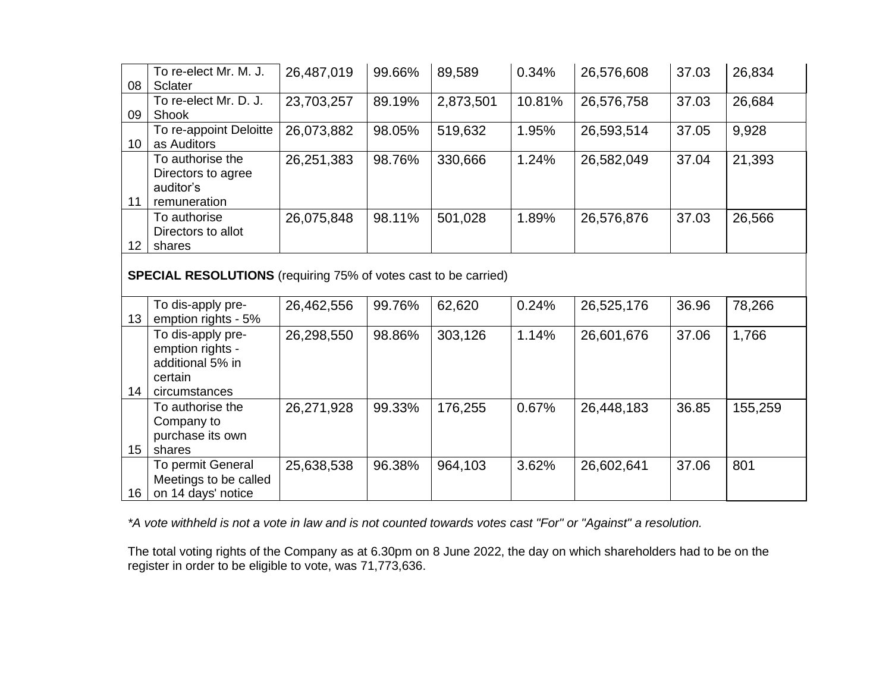| | | | | | | | | |
|---|---|---|---|---|---|---|---|---|
| 08 | To re-elect Mr. M. J. Sclater | 26,487,019 | 99.66% | 89,589 | 0.34% | 26,576,608 | 37.03 | 26,834 |
| 09 | To re-elect Mr. D. J. Shook | 23,703,257 | 89.19% | 2,873,501 | 10.81% | 26,576,758 | 37.03 | 26,684 |
| 10 | To re-appoint Deloitte as Auditors | 26,073,882 | 98.05% | 519,632 | 1.95% | 26,593,514 | 37.05 | 9,928 |
| 11 | To authorise the Directors to agree auditor's remuneration | 26,251,383 | 98.76% | 330,666 | 1.24% | 26,582,049 | 37.04 | 21,393 |
| 12 | To authorise Directors to allot shares | 26,075,848 | 98.11% | 501,028 | 1.89% | 26,576,876 | 37.03 | 26,566 |
| **SPECIAL RESOLUTIONS** (requiring 75% of votes cast to be carried) | | | | | | | | |
| 13 | To dis-apply pre-emption rights - 5% | 26,462,556 | 99.76% | 62,620 | 0.24% | 26,525,176 | 36.96 | 78,266 |
| 14 | To dis-apply pre-emption rights - additional 5% in certain circumstances | 26,298,550 | 98.86% | 303,126 | 1.14% | 26,601,676 | 37.06 | 1,766 |
| 15 | To authorise the Company to purchase its own shares | 26,271,928 | 99.33% | 176,255 | 0.67% | 26,448,183 | 36.85 | 155,259 |
| 16 | To permit General Meetings to be called on 14 days' notice | 25,638,538 | 96.38% | 964,103 | 3.62% | 26,602,641 | 37.06 | 801 |

*\*A vote withheld is not a vote in law and is not counted towards votes cast "For" or "Against" a resolution.*

The total voting rights of the Company as at 6.30pm on 8 June 2022, the day on which shareholders had to be on the register in order to be eligible to vote, was 71,773,636.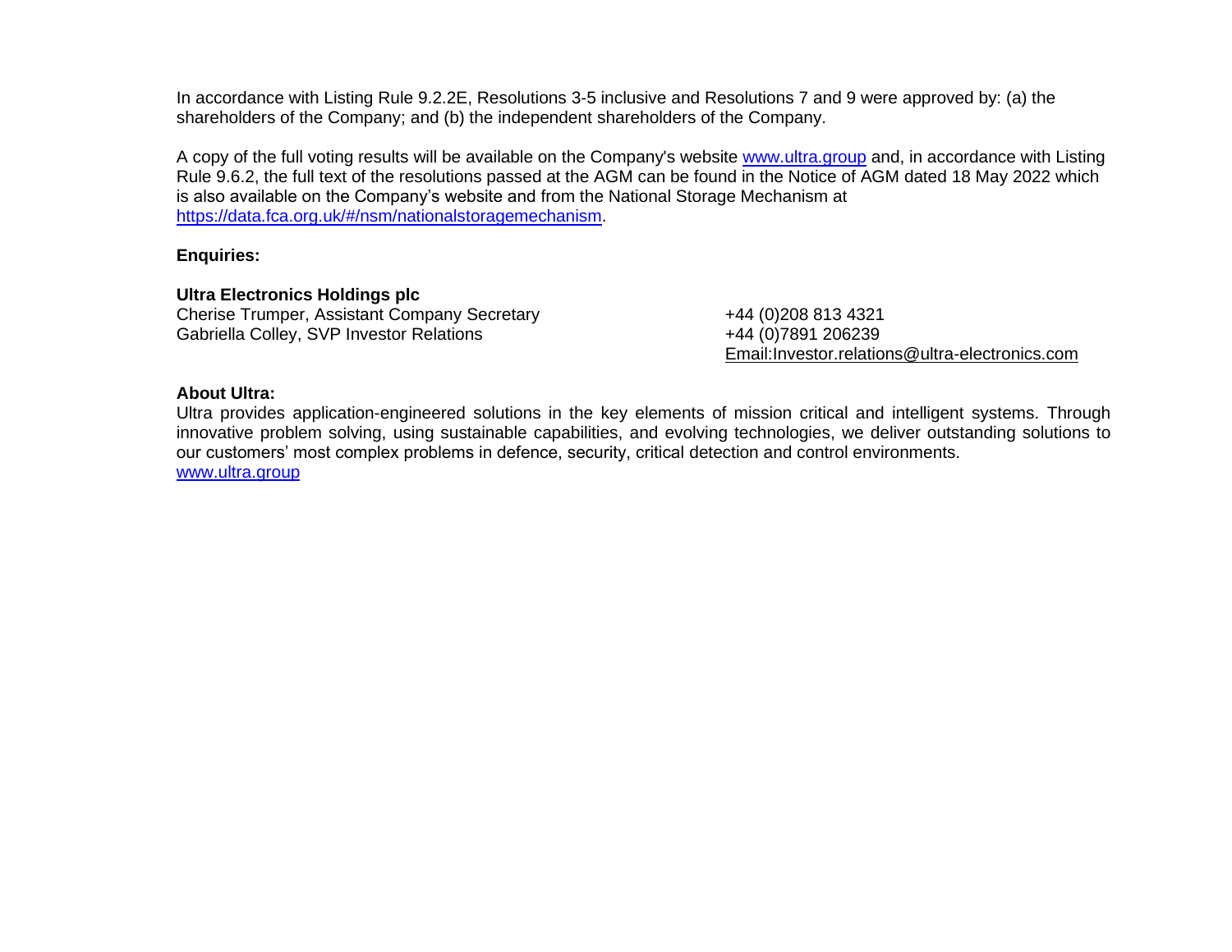In accordance with Listing Rule 9.2.2E, Resolutions 3-5 inclusive and Resolutions 7 and 9 were approved by: (a) the shareholders of the Company; and (b) the independent shareholders of the Company.

A copy of the full voting results will be available on the Company's website www.ultra.group and, in accordance with Listing Rule 9.6.2, the full text of the resolutions passed at the AGM can be found in the Notice of AGM dated 18 May 2022 which is also available on the Company's website and from the National Storage Mechanism at https://data.fca.org.uk/#/nsm/nationalstoragemechanism.

**Enquiries:**

**Ultra Electronics Holdings plc**

| | |
|---|---|
| Cherise Trumper, Assistant Company Secretary | +44 (0)208 813 4321 |
| Gabriella Colley, SVP Investor Relations | +44 (0)7891 206239 |
| | Email:Investor.relations@ultra-electronics.com |

**About Ultra:**

Ultra provides application-engineered solutions in the key elements of mission critical and intelligent systems. Through innovative problem solving, using sustainable capabilities, and evolving technologies, we deliver outstanding solutions to our customers' most complex problems in defence, security, critical detection and control environments.

www.ultra.group